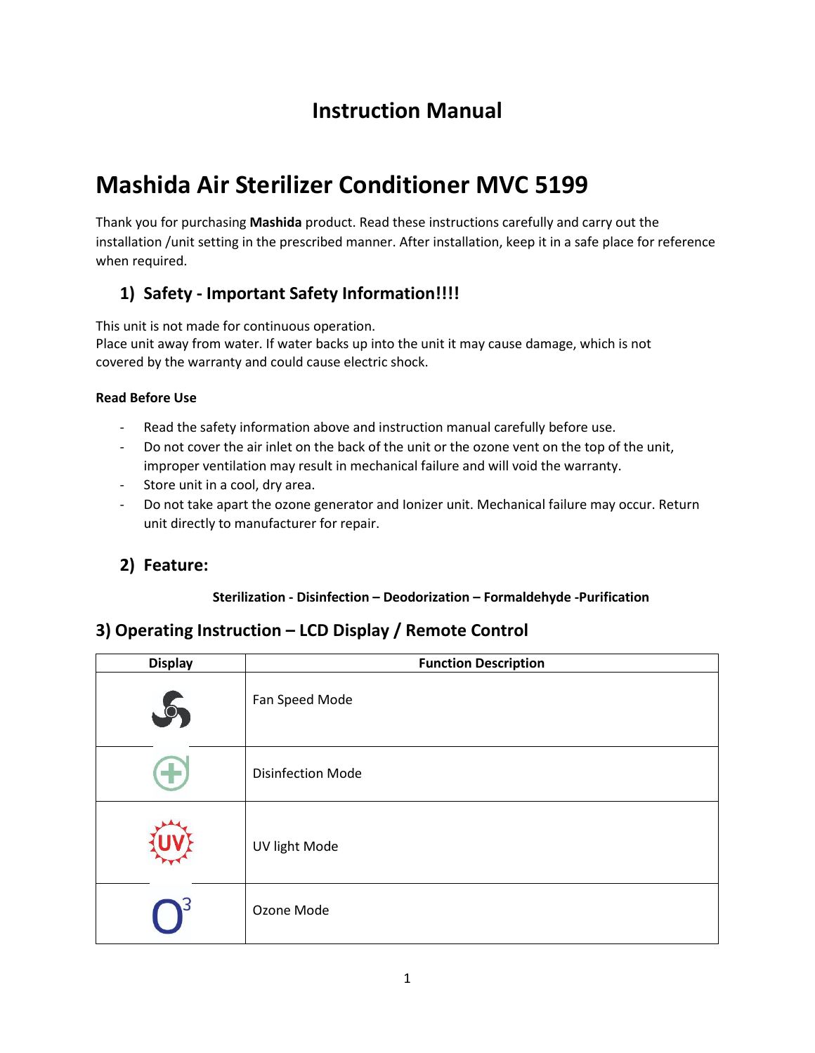# Instruction Manual

# Mashida Air Sterilizer Conditioner MVC 5199

Thank you for purchasing **Mashida** product. Read these instructions carefully and carry out the installation /unit setting in the prescribed manner. After installation, keep it in a safe place for reference when required.

## 1) Safety - Important Safety Information!!!!

This unit is not made for continuous operation.
Place unit away from water. If water backs up into the unit it may cause damage, which is not covered by the warranty and could cause electric shock.

**Read Before Use**

- Read the safety information above and instruction manual carefully before use.
- Do not cover the air inlet on the back of the unit or the ozone vent on the top of the unit, improper ventilation may result in mechanical failure and will void the warranty.
- Store unit in a cool, dry area.
- Do not take apart the ozone generator and Ionizer unit. Mechanical failure may occur. Return unit directly to manufacturer for repair.

## 2) Feature:

**Sterilization - Disinfection – Deodorization – Formaldehyde -Purification**

## 3) Operating Instruction – LCD Display / Remote Control

| Display | Function Description |
|---|---|
| | Fan Speed Mode |
| | Disinfection Mode |
| UV | UV light Mode |
| $O^3$ | Ozone Mode |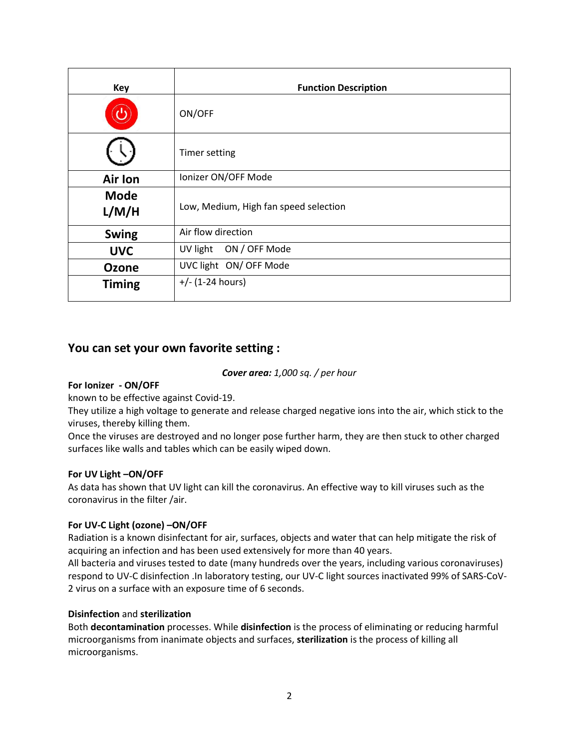| Key | Function Description |
| --- | --- |
| ⏻ | ON/OFF |
| 🕒 | Timer setting |
| **Air Ion** | Ionizer ON/OFF Mode |
| **Mode L/M/H** | Low, Medium, High fan speed selection |
| **Swing** | Air flow direction |
| **UVC** | UV light ON / OFF Mode |
| **Ozone** | UVC light ON/ OFF Mode |
| **Timing** | +/- (1-24 hours) |

## You can set your own favorite setting :

***Cover area:*** *1,000 sq. / per hour*

**For Ionizer - ON/OFF**

known to be effective against Covid-19.

They utilize a high voltage to generate and release charged negative ions into the air, which stick to the viruses, thereby killing them.

Once the viruses are destroyed and no longer pose further harm, they are then stuck to other charged surfaces like walls and tables which can be easily wiped down.

**For UV Light –ON/OFF**

As data has shown that UV light can kill the coronavirus. An effective way to kill viruses such as the coronavirus in the filter /air.

**For UV-C Light (ozone) –ON/OFF**

Radiation is a known disinfectant for air, surfaces, objects and water that can help mitigate the risk of acquiring an infection and has been used extensively for more than 40 years.

All bacteria and viruses tested to date (many hundreds over the years, including various coronaviruses) respond to UV-C disinfection .In laboratory testing, our UV-C light sources inactivated 99% of SARS-CoV-2 virus on a surface with an exposure time of 6 seconds.

**Disinfection** and **sterilization**

Both **decontamination** processes. While **disinfection** is the process of eliminating or reducing harmful microorganisms from inanimate objects and surfaces, **sterilization** is the process of killing all microorganisms.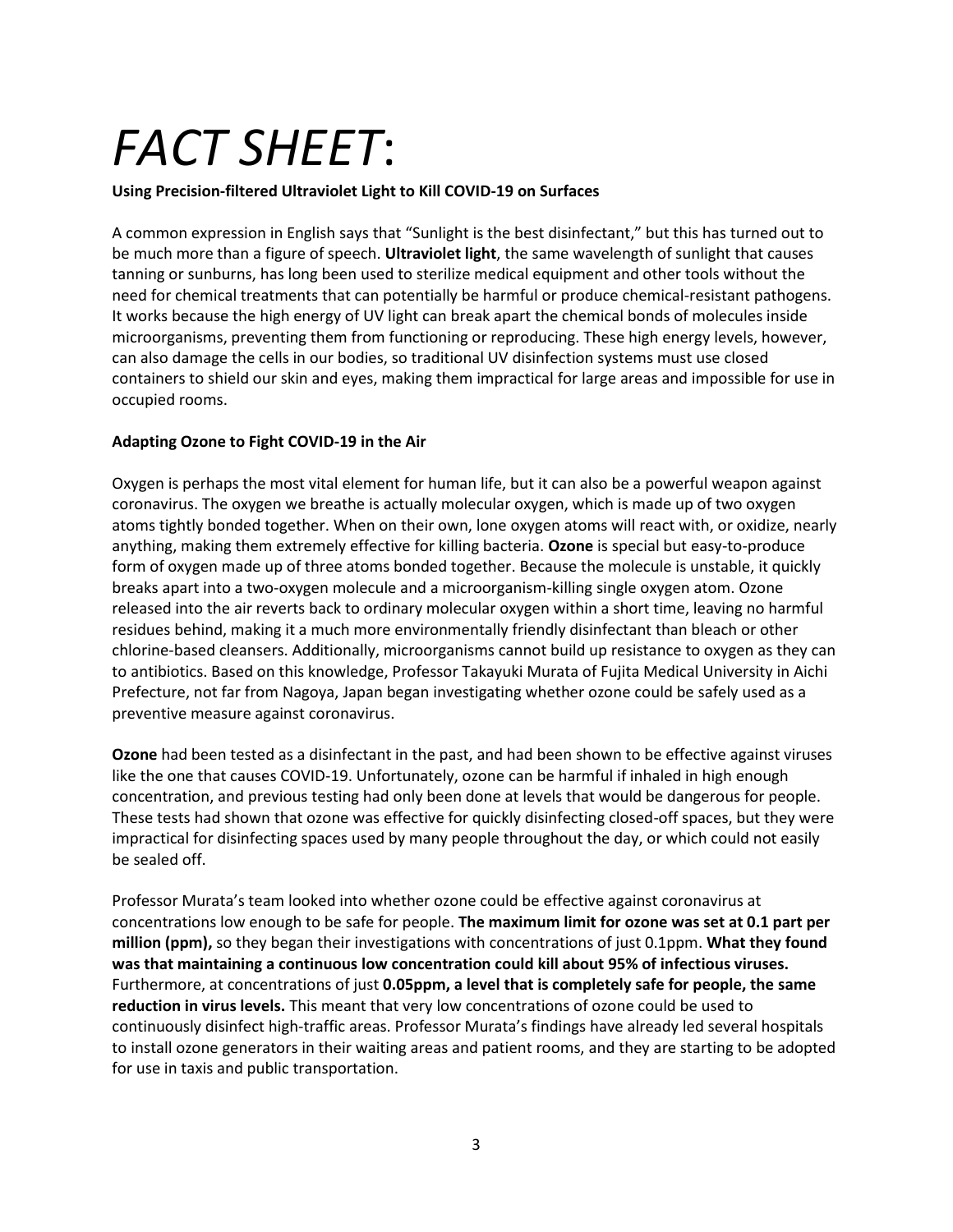# *FACT SHEET*:

**Using Precision-filtered Ultraviolet Light to Kill COVID-19 on Surfaces**

A common expression in English says that "Sunlight is the best disinfectant," but this has turned out to be much more than a figure of speech. **Ultraviolet light**, the same wavelength of sunlight that causes tanning or sunburns, has long been used to sterilize medical equipment and other tools without the need for chemical treatments that can potentially be harmful or produce chemical-resistant pathogens. It works because the high energy of UV light can break apart the chemical bonds of molecules inside microorganisms, preventing them from functioning or reproducing. These high energy levels, however, can also damage the cells in our bodies, so traditional UV disinfection systems must use closed containers to shield our skin and eyes, making them impractical for large areas and impossible for use in occupied rooms.

**Adapting Ozone to Fight COVID-19 in the Air**

Oxygen is perhaps the most vital element for human life, but it can also be a powerful weapon against coronavirus. The oxygen we breathe is actually molecular oxygen, which is made up of two oxygen atoms tightly bonded together. When on their own, lone oxygen atoms will react with, or oxidize, nearly anything, making them extremely effective for killing bacteria. **Ozone** is special but easy-to-produce form of oxygen made up of three atoms bonded together. Because the molecule is unstable, it quickly breaks apart into a two-oxygen molecule and a microorganism-killing single oxygen atom. Ozone released into the air reverts back to ordinary molecular oxygen within a short time, leaving no harmful residues behind, making it a much more environmentally friendly disinfectant than bleach or other chlorine-based cleansers. Additionally, microorganisms cannot build up resistance to oxygen as they can to antibiotics. Based on this knowledge, Professor Takayuki Murata of Fujita Medical University in Aichi Prefecture, not far from Nagoya, Japan began investigating whether ozone could be safely used as a preventive measure against coronavirus.

**Ozone** had been tested as a disinfectant in the past, and had been shown to be effective against viruses like the one that causes COVID-19. Unfortunately, ozone can be harmful if inhaled in high enough concentration, and previous testing had only been done at levels that would be dangerous for people. These tests had shown that ozone was effective for quickly disinfecting closed-off spaces, but they were impractical for disinfecting spaces used by many people throughout the day, or which could not easily be sealed off.

Professor Murata's team looked into whether ozone could be effective against coronavirus at concentrations low enough to be safe for people. **The maximum limit for ozone was set at 0.1 part per million (ppm),** so they began their investigations with concentrations of just 0.1ppm. **What they found was that maintaining a continuous low concentration could kill about 95% of infectious viruses.** Furthermore, at concentrations of just **0.05ppm, a level that is completely safe for people, the same reduction in virus levels.** This meant that very low concentrations of ozone could be used to continuously disinfect high-traffic areas. Professor Murata's findings have already led several hospitals to install ozone generators in their waiting areas and patient rooms, and they are starting to be adopted for use in taxis and public transportation.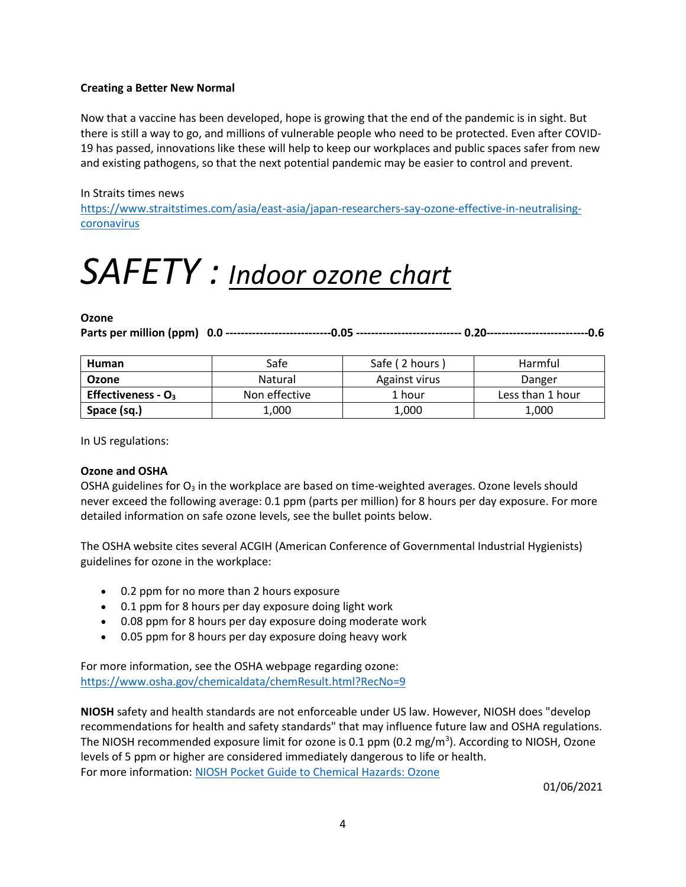**Creating a Better New Normal**

Now that a vaccine has been developed, hope is growing that the end of the pandemic is in sight. But there is still a way to go, and millions of vulnerable people who need to be protected. Even after COVID-19 has passed, innovations like these will help to keep our workplaces and public spaces safer from new and existing pathogens, so that the next potential pandemic may be easier to control and prevent.

In Straits times news
https://www.straitstimes.com/asia/east-asia/japan-researchers-say-ozone-effective-in-neutralising-coronavirus

# *SAFETY : Indoor ozone chart*

**Ozone**
**Parts per million (ppm) 0.0 ---------------------------0.05 --------------------------- 0.20--------------------------0.6**

| | | | |
|---|---|---|---|
| **Human** | Safe | Safe ( 2 hours ) | Harmful |
| **Ozone** | Natural | Against virus | Danger |
| **Effectiveness - $O_3$** | Non effective | 1 hour | Less than 1 hour |
| **Space (sq.)** | 1,000 | 1,000 | 1,000 |

In US regulations:

**Ozone and OSHA**
OSHA guidelines for $O_3$ in the workplace are based on time-weighted averages. Ozone levels should never exceed the following average: 0.1 ppm (parts per million) for 8 hours per day exposure. For more detailed information on safe ozone levels, see the bullet points below.

The OSHA website cites several ACGIH (American Conference of Governmental Industrial Hygienists) guidelines for ozone in the workplace:

- 0.2 ppm for no more than 2 hours exposure
- 0.1 ppm for 8 hours per day exposure doing light work
- 0.08 ppm for 8 hours per day exposure doing moderate work
- 0.05 ppm for 8 hours per day exposure doing heavy work

For more information, see the OSHA webpage regarding ozone:
https://www.osha.gov/chemicaldata/chemResult.html?RecNo=9

**NIOSH** safety and health standards are not enforceable under US law. However, NIOSH does "develop recommendations for health and safety standards" that may influence future law and OSHA regulations. The NIOSH recommended exposure limit for ozone is 0.1 ppm (0.2 $mg/m^3$). According to NIOSH, Ozone levels of 5 ppm or higher are considered immediately dangerous to life or health.
For more information: NIOSH Pocket Guide to Chemical Hazards: Ozone

01/06/2021